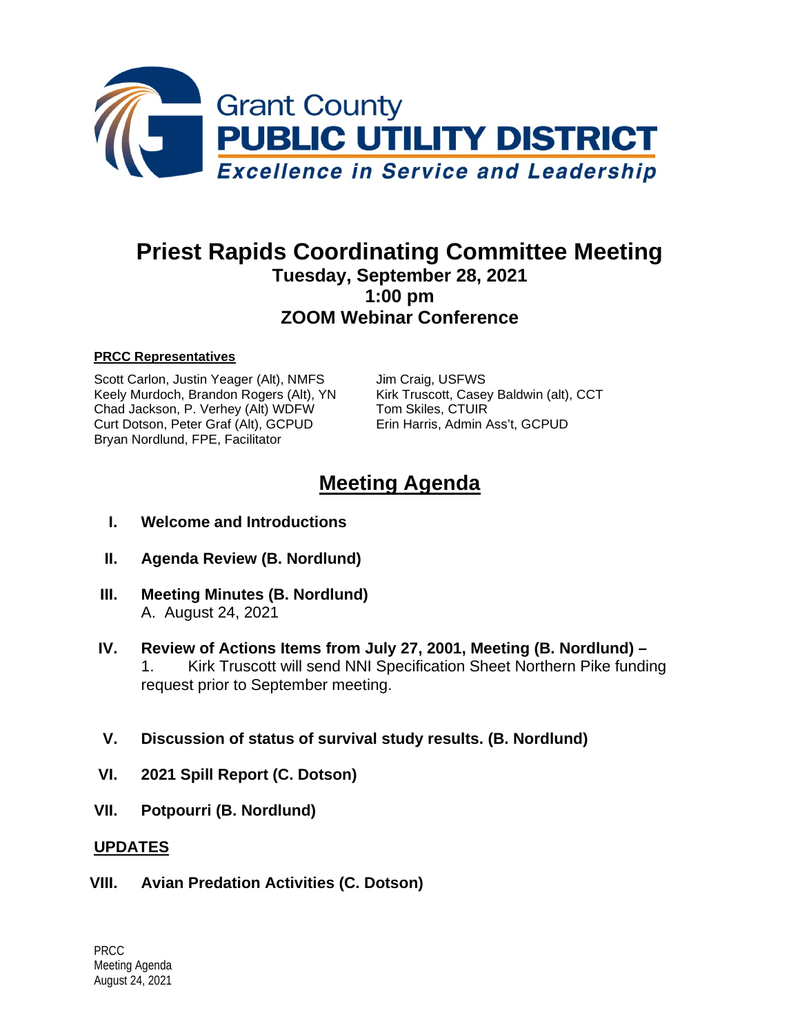Grant County
**PUBLIC UTILITY DISTRICT**
*Excellence in Service and Leadership*

# Priest Rapids Coordinating Committee Meeting

**Tuesday, September 28, 2021**
**1:00 pm**
**ZOOM Webinar Conference**

**PRCC Representatives**

Scott Carlon, Justin Yeager (Alt), NMFS
Keely Murdoch, Brandon Rogers (Alt), YN
Chad Jackson, P. Verhey (Alt) WDFW
Curt Dotson, Peter Graf (Alt), GCPUD
Bryan Nordlund, FPE, Facilitator
Jim Craig, USFWS
Kirk Truscott, Casey Baldwin (alt), CCT
Tom Skiles, CTUIR
Erin Harris, Admin Ass't, GCPUD

## Meeting Agenda

I. **Welcome and Introductions**

II. **Agenda Review (B. Nordlund)**

III. **Meeting Minutes (B. Nordlund)**
A. August 24, 2021

IV. **Review of Actions Items from July 27, 2001, Meeting (B. Nordlund) –**
1. Kirk Truscott will send NNI Specification Sheet Northern Pike funding request prior to September meeting.

V. **Discussion of status of survival study results. (B. Nordlund)**

VI. **2021 Spill Report (C. Dotson)**

VII. **Potpourri (B. Nordlund)**

**UPDATES**

VIII. **Avian Predation Activities (C. Dotson)**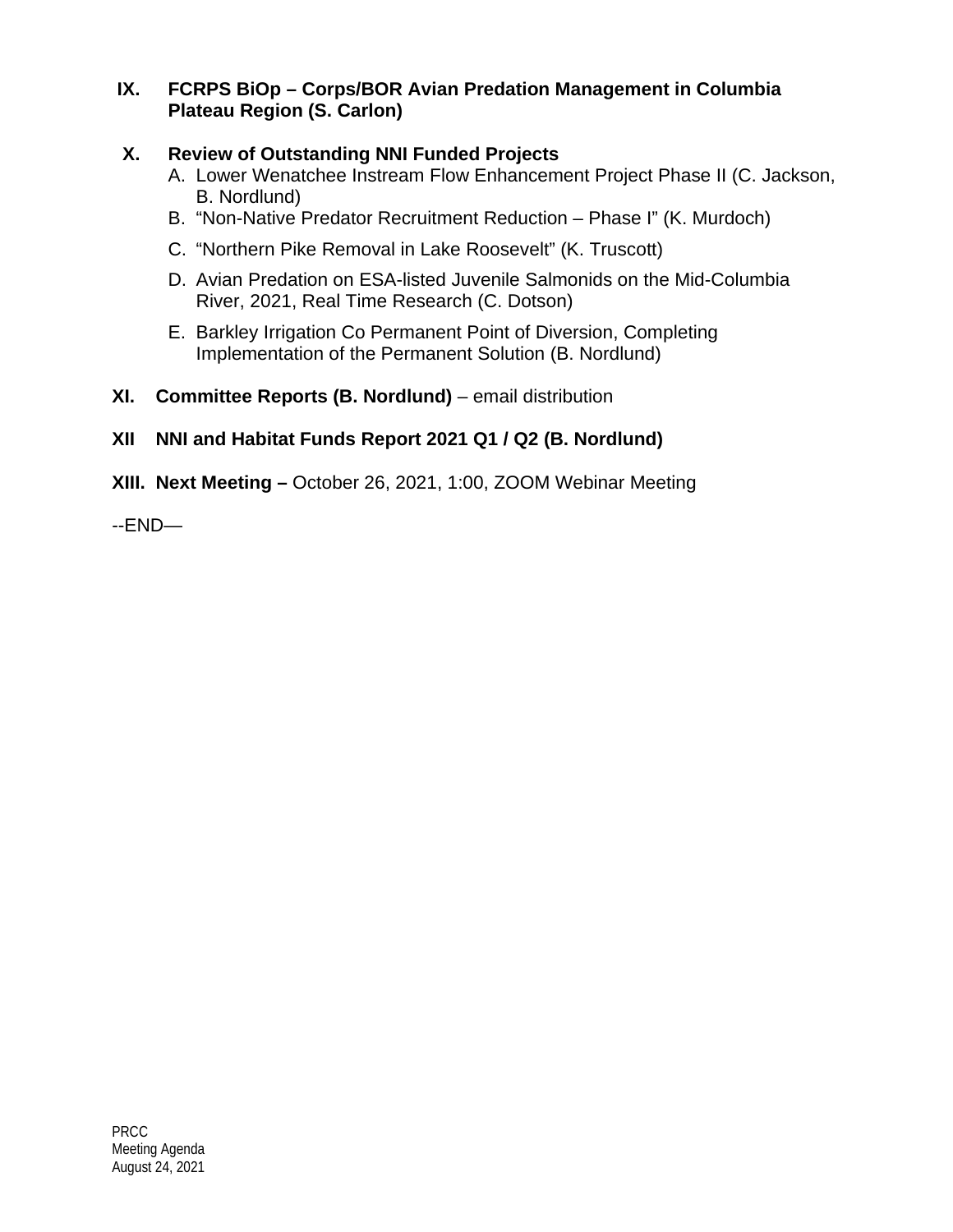**IX. FCRPS BiOp – Corps/BOR Avian Predation Management in Columbia Plateau Region (S. Carlon)**

**X. Review of Outstanding NNI Funded Projects**

A. Lower Wenatchee Instream Flow Enhancement Project Phase II (C. Jackson, B. Nordlund)
B. “Non-Native Predator Recruitment Reduction – Phase I” (K. Murdoch)
C. “Northern Pike Removal in Lake Roosevelt” (K. Truscott)
D. Avian Predation on ESA-listed Juvenile Salmonids on the Mid-Columbia River, 2021, Real Time Research (C. Dotson)
E. Barkley Irrigation Co Permanent Point of Diversion, Completing Implementation of the Permanent Solution (B. Nordlund)

**XI. Committee Reports (B. Nordlund)** – email distribution

**XII NNI and Habitat Funds Report 2021 Q1 / Q2 (B. Nordlund)**

**XIII. Next Meeting –** October 26, 2021, 1:00, ZOOM Webinar Meeting

--END—